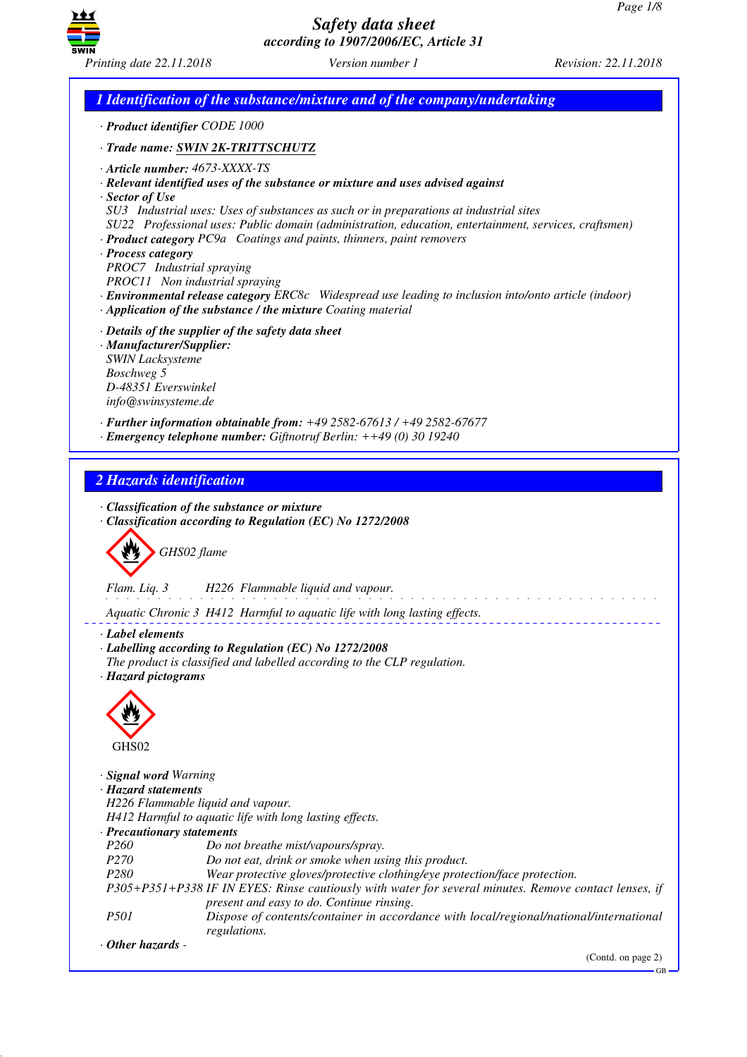# Safety data sheet
*according to 1907/2006/EC, Article 31*

Printing date 22.11.2018 — Version number 1 — Revision: 22.11.2018

## 1 Identification of the substance/mixture and of the company/undertaking

· **Product identifier** CODE 1000

· **Trade name: SWIN 2K-TRITTSCHUTZ**

· **Article number:** 4673-XXXX-TS
· **Relevant identified uses of the substance or mixture and uses advised against**
· **Sector of Use**
SU3 Industrial uses: Uses of substances as such or in preparations at industrial sites
SU22 Professional uses: Public domain (administration, education, entertainment, services, craftsmen)
· **Product category** PC9a Coatings and paints, thinners, paint removers
· **Process category**
PROC7 Industrial spraying
PROC11 Non industrial spraying
· **Environmental release category** ERC8c Widespread use leading to inclusion into/onto article (indoor)
· **Application of the substance / the mixture** Coating material

· **Details of the supplier of the safety data sheet**
· **Manufacturer/Supplier:**
SWIN Lacksysteme
Boschweg 5
D-48351 Everswinkel
info@swinsysteme.de

· **Further information obtainable from:** +49 2582-67613 / +49 2582-67677
· **Emergency telephone number:** Giftnotruf Berlin: ++49 (0) 30 19240

## 2 Hazards identification

· **Classification of the substance or mixture**
· **Classification according to Regulation (EC) No 1272/2008**

GHS02 flame

Flam. Liq. 3 H226 Flammable liquid and vapour.

Aquatic Chronic 3 H412 Harmful to aquatic life with long lasting effects.

· **Label elements**
· **Labelling according to Regulation (EC) No 1272/2008**
The product is classified and labelled according to the CLP regulation.
· **Hazard pictograms**

GHS02

· **Signal word** Warning
· **Hazard statements**
H226 Flammable liquid and vapour.
H412 Harmful to aquatic life with long lasting effects.
· **Precautionary statements**

| | |
|---|---|
| P260 | Do not breathe mist/vapours/spray. |
| P270 | Do not eat, drink or smoke when using this product. |
| P280 | Wear protective gloves/protective clothing/eye protection/face protection. |
| P305+P351+P338 | IF IN EYES: Rinse cautiously with water for several minutes. Remove contact lenses, if present and easy to do. Continue rinsing. |
| P501 | Dispose of contents/container in accordance with local/regional/national/international regulations. |

· **Other hazards** -

(Contd. on page 2)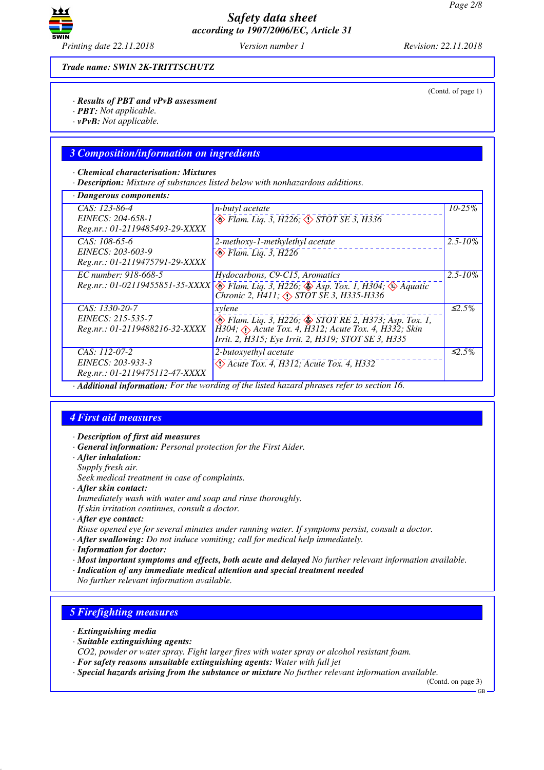Trade name: SWIN 2K-TRITTSCHUTZ

(Contd. of page 1)

· **Results of PBT and vPvB assessment**
· **PBT:** Not applicable.
· **vPvB:** Not applicable.

## 3 Composition/information on ingredients

· **Chemical characterisation: Mixtures**
· **Description:** Mixture of substances listed below with nonhazardous additions.

· **Dangerous components:**

| Identifiers | Substance / Classification | Content |
|---|---|---|
| CAS: 123-86-4<br>EINECS: 204-658-1<br>Reg.nr.: 01-2119485493-29-XXXX | n-butyl acetate<br>Flam. Liq. 3, H226; STOT SE 3, H336 | 10-25% |
| CAS: 108-65-6<br>EINECS: 203-603-9<br>Reg.nr.: 01-2119475791-29-XXXX | 2-methoxy-1-methylethyl acetate<br>Flam. Liq. 3, H226 | 2.5-10% |
| EC number: 918-668-5<br>Reg.nr.: 01-02119455851-35-XXXX | Hydocarbons, C9-C15, Aromatics<br>Flam. Liq. 3, H226; Asp. Tox. 1, H304; Aquatic Chronic 2, H411; STOT SE 3, H335-H336 | 2.5-10% |
| CAS: 1330-20-7<br>EINECS: 215-535-7<br>Reg.nr.: 01-2119488216-32-XXXX | xylene<br>Flam. Liq. 3, H226; STOT RE 2, H373; Asp. Tox. 1, H304; Acute Tox. 4, H312; Acute Tox. 4, H332; Skin Irrit. 2, H315; Eye Irrit. 2, H319; STOT SE 3, H335 | ≤2.5% |
| CAS: 112-07-2<br>EINECS: 203-933-3<br>Reg.nr.: 01-2119475112-47-XXXX | 2-butoxyethyl acetate<br>Acute Tox. 4, H312; Acute Tox. 4, H332 | ≤2.5% |

· **Additional information:** For the wording of the listed hazard phrases refer to section 16.

## 4 First aid measures

· **Description of first aid measures**
· **General information:** Personal protection for the First Aider.
· **After inhalation:**
Supply fresh air.
Seek medical treatment in case of complaints.
· **After skin contact:**
Immediately wash with water and soap and rinse thoroughly.
If skin irritation continues, consult a doctor.
· **After eye contact:**
Rinse opened eye for several minutes under running water. If symptoms persist, consult a doctor.
· **After swallowing:** Do not induce vomiting; call for medical help immediately.
· **Information for doctor:**
· **Most important symptoms and effects, both acute and delayed** No further relevant information available.
· **Indication of any immediate medical attention and special treatment needed**
No further relevant information available.

## 5 Firefighting measures

· **Extinguishing media**
· **Suitable extinguishing agents:**
CO2, powder or water spray. Fight larger fires with water spray or alcohol resistant foam.
· **For safety reasons unsuitable extinguishing agents:** Water with full jet
· **Special hazards arising from the substance or mixture** No further relevant information available.

(Contd. on page 3)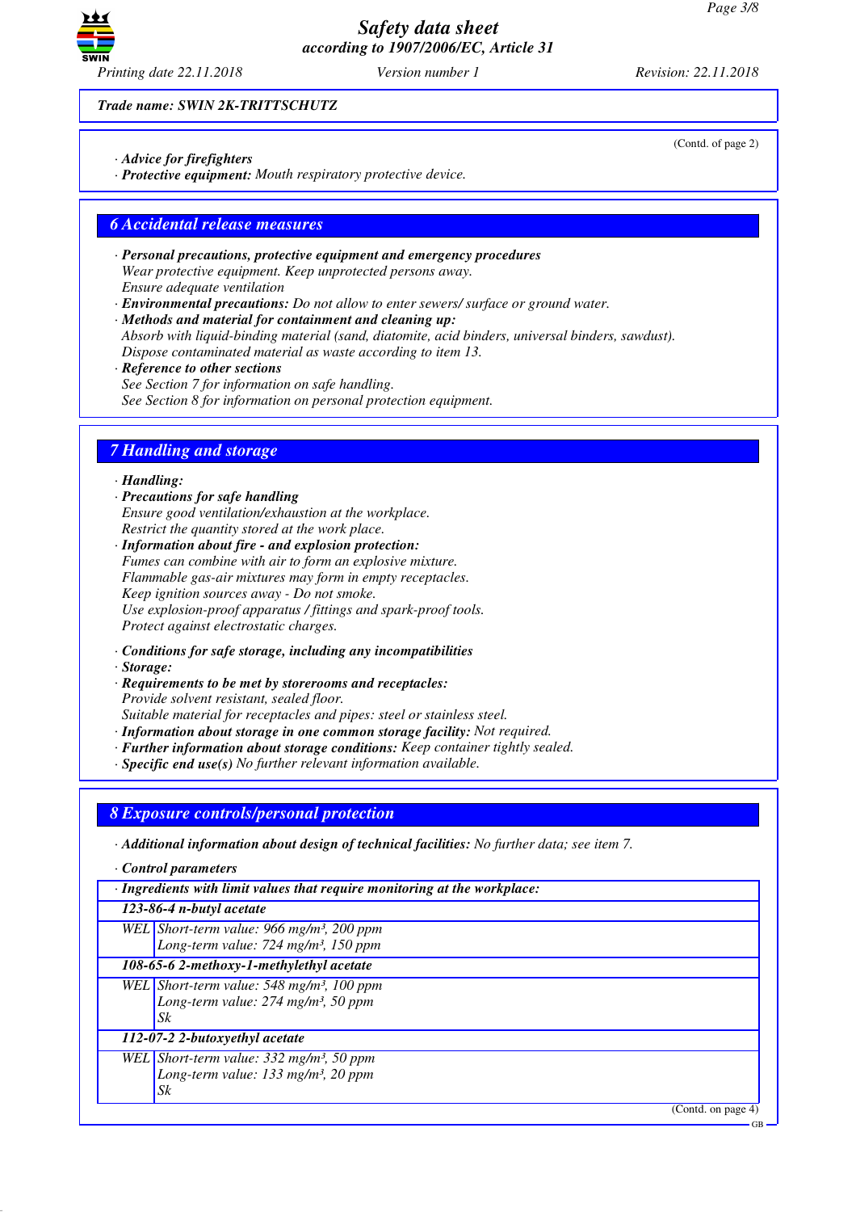Trade name: SWIN 2K-TRITTSCHUTZ

(Contd. of page 2)

· **Advice for firefighters**
· **Protective equipment:** Mouth respiratory protective device.

## 6 Accidental release measures

· **Personal precautions, protective equipment and emergency procedures**
Wear protective equipment. Keep unprotected persons away.
Ensure adequate ventilation
· **Environmental precautions:** Do not allow to enter sewers/ surface or ground water.
· **Methods and material for containment and cleaning up:**
Absorb with liquid-binding material (sand, diatomite, acid binders, universal binders, sawdust).
Dispose contaminated material as waste according to item 13.
· **Reference to other sections**
See Section 7 for information on safe handling.
See Section 8 for information on personal protection equipment.

## 7 Handling and storage

· **Handling:**
· **Precautions for safe handling**
Ensure good ventilation/exhaustion at the workplace.
Restrict the quantity stored at the work place.
· **Information about fire - and explosion protection:**
Fumes can combine with air to form an explosive mixture.
Flammable gas-air mixtures may form in empty receptacles.
Keep ignition sources away - Do not smoke.
Use explosion-proof apparatus / fittings and spark-proof tools.
Protect against electrostatic charges.

· **Conditions for safe storage, including any incompatibilities**
· **Storage:**
· **Requirements to be met by storerooms and receptacles:**
Provide solvent resistant, sealed floor.
Suitable material for receptacles and pipes: steel or stainless steel.
· **Information about storage in one common storage facility:** Not required.
· **Further information about storage conditions:** Keep container tightly sealed.
· **Specific end use(s)** No further relevant information available.

## 8 Exposure controls/personal protection

· **Additional information about design of technical facilities:** No further data; see item 7.

· **Control parameters**

| · Ingredients with limit values that require monitoring at the workplace: | |
|---|---|
| **123-86-4 n-butyl acetate** | |
| WEL | Short-term value: 966 mg/m³, 200 ppm<br>Long-term value: 724 mg/m³, 150 ppm |
| **108-65-6 2-methoxy-1-methylethyl acetate** | |
| WEL | Short-term value: 548 mg/m³, 100 ppm<br>Long-term value: 274 mg/m³, 50 ppm<br>Sk |
| **112-07-2 2-butoxyethyl acetate** | |
| WEL | Short-term value: 332 mg/m³, 50 ppm<br>Long-term value: 133 mg/m³, 20 ppm<br>Sk |

(Contd. on page 4)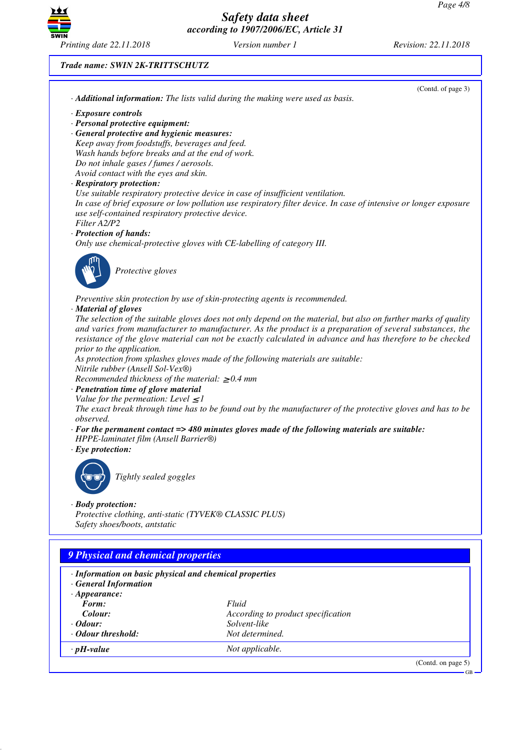Trade name: SWIN 2K-TRITTSCHUTZ

(Contd. of page 3)

· **Additional information:** The lists valid during the making were used as basis.

· **Exposure controls**
· **Personal protective equipment:**
· **General protective and hygienic measures:**
Keep away from foodstuffs, beverages and feed.
Wash hands before breaks and at the end of work.
Do not inhale gases / fumes / aerosols.
Avoid contact with the eyes and skin.
· **Respiratory protection:**
Use suitable respiratory protective device in case of insufficient ventilation.
In case of brief exposure or low pollution use respiratory filter device. In case of intensive or longer exposure use self-contained respiratory protective device.
Filter A2/P2
· **Protection of hands:**
Only use chemical-protective gloves with CE-labelling of category III.

Protective gloves

Preventive skin protection by use of skin-protecting agents is recommended.
· **Material of gloves**
The selection of the suitable gloves does not only depend on the material, but also on further marks of quality and varies from manufacturer to manufacturer. As the product is a preparation of several substances, the resistance of the glove material can not be exactly calculated in advance and has therefore to be checked prior to the application.
As protection from splashes gloves made of the following materials are suitable:
Nitrile rubber (Ansell Sol-Vex®)
Recommended thickness of the material: ≥ 0.4 mm
· **Penetration time of glove material**
Value for the permeation: Level ≤ 1
The exact break through time has to be found out by the manufacturer of the protective gloves and has to be observed.
· **For the permanent contact => 480 minutes gloves made of the following materials are suitable:**
HPPE-laminatet film (Ansell Barrier®)
· **Eye protection:**

Tightly sealed goggles

· **Body protection:**
Protective clothing, anti-static (TYVEK® CLASSIC PLUS)
Safety shoes/boots, antstatic

## 9 Physical and chemical properties

· **Information on basic physical and chemical properties**
· **General Information**
· **Appearance:**

| | |
|---|---|
| **Form:** | Fluid |
| **Colour:** | According to product specification |
| · **Odour:** | Solvent-like |
| · **Odour threshold:** | Not determined. |
| · **pH-value** | Not applicable. |

(Contd. on page 5)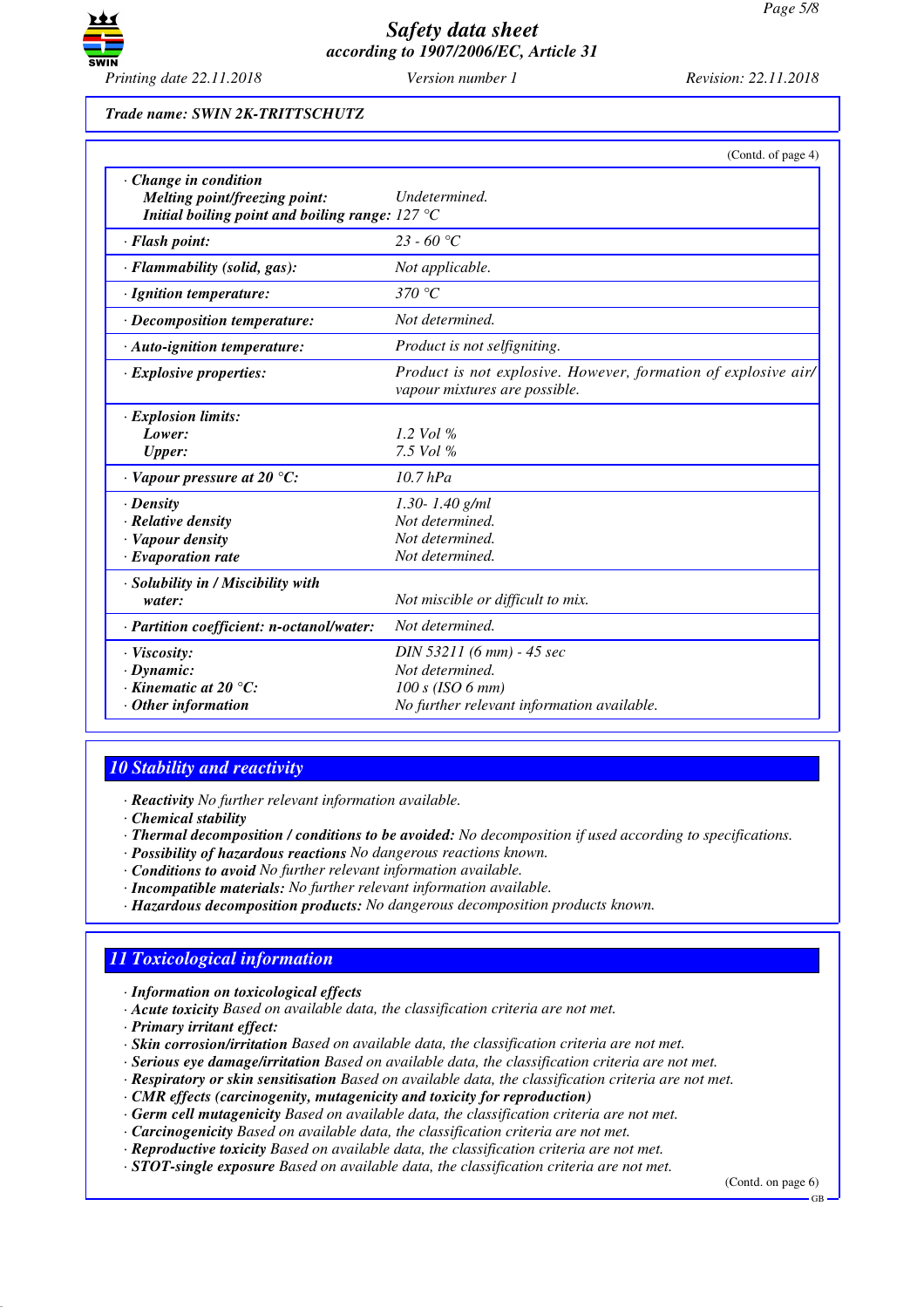Trade name: SWIN 2K-TRITTSCHUTZ

(Contd. of page 4)

| | |
|---|---|
| · **Change in condition** | |
| **Melting point/freezing point:** | Undetermined. |
| **Initial boiling point and boiling range:** | 127 °C |
| · **Flash point:** | 23 - 60 °C |
| · **Flammability (solid, gas):** | Not applicable. |
| · **Ignition temperature:** | 370 °C |
| · **Decomposition temperature:** | Not determined. |
| · **Auto-ignition temperature:** | Product is not selfigniting. |
| · **Explosive properties:** | Product is not explosive. However, formation of explosive air/vapour mixtures are possible. |
| · **Explosion limits:** | |
| **Lower:** | 1.2 Vol % |
| **Upper:** | 7.5 Vol % |
| · **Vapour pressure at 20 °C:** | 10.7 hPa |
| · **Density** | 1.30- 1.40 g/ml |
| · **Relative density** | Not determined. |
| · **Vapour density** | Not determined. |
| · **Evaporation rate** | Not determined. |
| · **Solubility in / Miscibility with water:** | Not miscible or difficult to mix. |
| · **Partition coefficient: n-octanol/water:** | Not determined. |
| · **Viscosity:** | DIN 53211 (6 mm) - 45 sec |
| · **Dynamic:** | Not determined. |
| · **Kinematic at 20 °C:** | 100 s (ISO 6 mm) |
| · **Other information** | No further relevant information available. |

## 10 Stability and reactivity

· **Reactivity** No further relevant information available.
· **Chemical stability**
· **Thermal decomposition / conditions to be avoided:** No decomposition if used according to specifications.
· **Possibility of hazardous reactions** No dangerous reactions known.
· **Conditions to avoid** No further relevant information available.
· **Incompatible materials:** No further relevant information available.
· **Hazardous decomposition products:** No dangerous decomposition products known.

## 11 Toxicological information

· **Information on toxicological effects**
· **Acute toxicity** Based on available data, the classification criteria are not met.
· **Primary irritant effect:**
· **Skin corrosion/irritation** Based on available data, the classification criteria are not met.
· **Serious eye damage/irritation** Based on available data, the classification criteria are not met.
· **Respiratory or skin sensitisation** Based on available data, the classification criteria are not met.
· **CMR effects (carcinogenity, mutagenicity and toxicity for reproduction)**
· **Germ cell mutagenicity** Based on available data, the classification criteria are not met.
· **Carcinogenicity** Based on available data, the classification criteria are not met.
· **Reproductive toxicity** Based on available data, the classification criteria are not met.
· **STOT-single exposure** Based on available data, the classification criteria are not met.

(Contd. on page 6)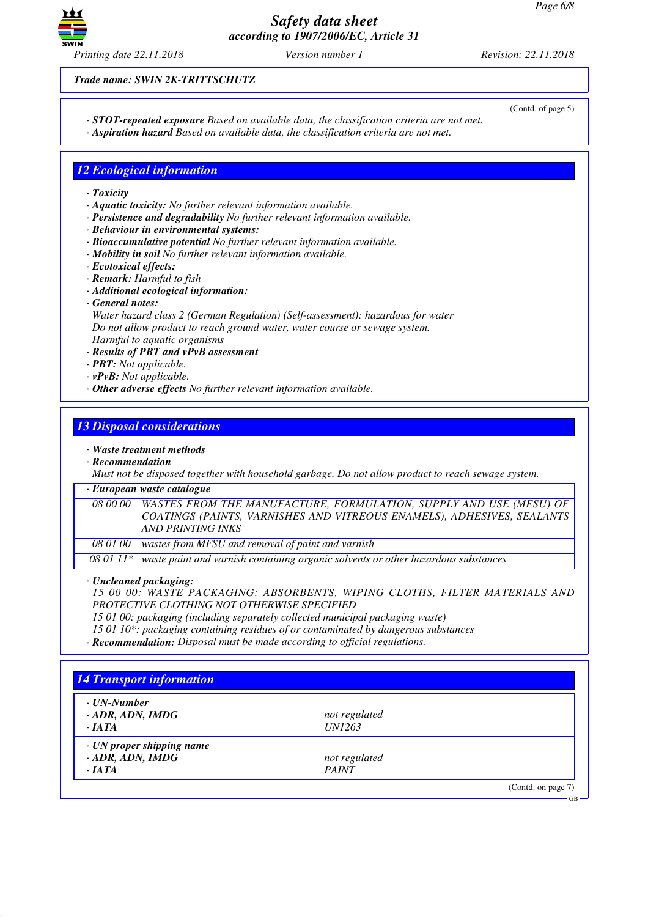Trade name: SWIN 2K-TRITTSCHUTZ

(Contd. of page 5)

· ***STOT-repeated exposure*** *Based on available data, the classification criteria are not met.*
· ***Aspiration hazard*** *Based on available data, the classification criteria are not met.*

## 12 Ecological information

· ***Toxicity***
· ***Aquatic toxicity:*** *No further relevant information available.*
· ***Persistence and degradability*** *No further relevant information available.*
· ***Behaviour in environmental systems:***
· ***Bioaccumulative potential*** *No further relevant information available.*
· ***Mobility in soil*** *No further relevant information available.*
· ***Ecotoxical effects:***
· ***Remark:*** *Harmful to fish*
· ***Additional ecological information:***
· ***General notes:***
*Water hazard class 2 (German Regulation) (Self-assessment): hazardous for water*
*Do not allow product to reach ground water, water course or sewage system.*
*Harmful to aquatic organisms*
· ***Results of PBT and vPvB assessment***
· ***PBT:*** *Not applicable.*
· ***vPvB:*** *Not applicable.*
· ***Other adverse effects*** *No further relevant information available.*

## 13 Disposal considerations

· ***Waste treatment methods***
· ***Recommendation***
*Must not be disposed together with household garbage. Do not allow product to reach sewage system.*

· ***European waste catalogue***

| | |
|---|---|
| 08 00 00 | WASTES FROM THE MANUFACTURE, FORMULATION, SUPPLY AND USE (MFSU) OF COATINGS (PAINTS, VARNISHES AND VITREOUS ENAMELS), ADHESIVES, SEALANTS AND PRINTING INKS |
| 08 01 00 | wastes from MFSU and removal of paint and varnish |
| 08 01 11* | waste paint and varnish containing organic solvents or other hazardous substances |

· ***Uncleaned packaging:***
*15 00 00: WASTE PACKAGING; ABSORBENTS, WIPING CLOTHS, FILTER MATERIALS AND PROTECTIVE CLOTHING NOT OTHERWISE SPECIFIED*
*15 01 00: packaging (including separately collected municipal packaging waste)*
*15 01 10*: packaging containing residues of or contaminated by dangerous substances*
· ***Recommendation:*** *Disposal must be made according to official regulations.*

## 14 Transport information

| | |
|---|---|
| **· UN-Number** | |
| **· ADR, ADN, IMDG** | not regulated |
| **· IATA** | UN1263 |
| **· UN proper shipping name** | |
| **· ADR, ADN, IMDG** | not regulated |
| **· IATA** | PAINT |

(Contd. on page 7)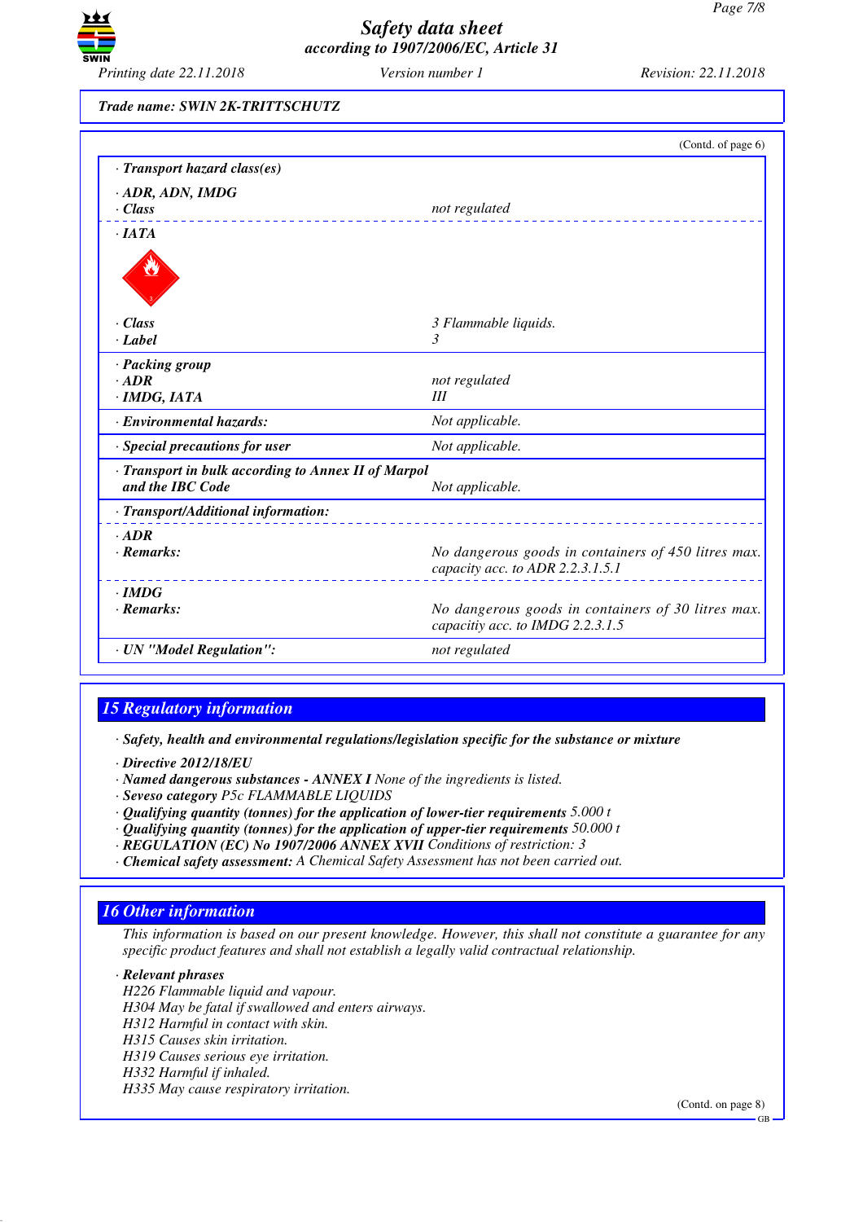Trade name: SWIN 2K-TRITTSCHUTZ

(Contd. of page 6)

| · Transport hazard class(es) | |
|---|---|
| · ADR, ADN, IMDG | |
| · Class | not regulated |
| · IATA | |
| · Class | 3 Flammable liquids. |
| · Label | 3 |
| · Packing group | |
| · ADR | not regulated |
| · IMDG, IATA | III |
| · Environmental hazards: | Not applicable. |
| · Special precautions for user | Not applicable. |
| · Transport in bulk according to Annex II of Marpol and the IBC Code | Not applicable. |
| · Transport/Additional information: | |
| · ADR | |
| · Remarks: | No dangerous goods in containers of 450 litres max. capacity acc. to ADR 2.2.3.1.5.1 |
| · IMDG | |
| · Remarks: | No dangerous goods in containers of 30 litres max. capacitiy acc. to IMDG 2.2.3.1.5 |
| · UN "Model Regulation": | not regulated |

## 15 Regulatory information

· **Safety, health and environmental regulations/legislation specific for the substance or mixture**

· **Directive 2012/18/EU**
· **Named dangerous substances - ANNEX I** None of the ingredients is listed.
· **Seveso category** P5c FLAMMABLE LIQUIDS
· **Qualifying quantity (tonnes) for the application of lower-tier requirements** 5.000 t
· **Qualifying quantity (tonnes) for the application of upper-tier requirements** 50.000 t
· **REGULATION (EC) No 1907/2006 ANNEX XVII** Conditions of restriction: 3
· **Chemical safety assessment:** A Chemical Safety Assessment has not been carried out.

## 16 Other information

This information is based on our present knowledge. However, this shall not constitute a guarantee for any specific product features and shall not establish a legally valid contractual relationship.

· **Relevant phrases**
H226 Flammable liquid and vapour.
H304 May be fatal if swallowed and enters airways.
H312 Harmful in contact with skin.
H315 Causes skin irritation.
H319 Causes serious eye irritation.
H332 Harmful if inhaled.
H335 May cause respiratory irritation.

(Contd. on page 8)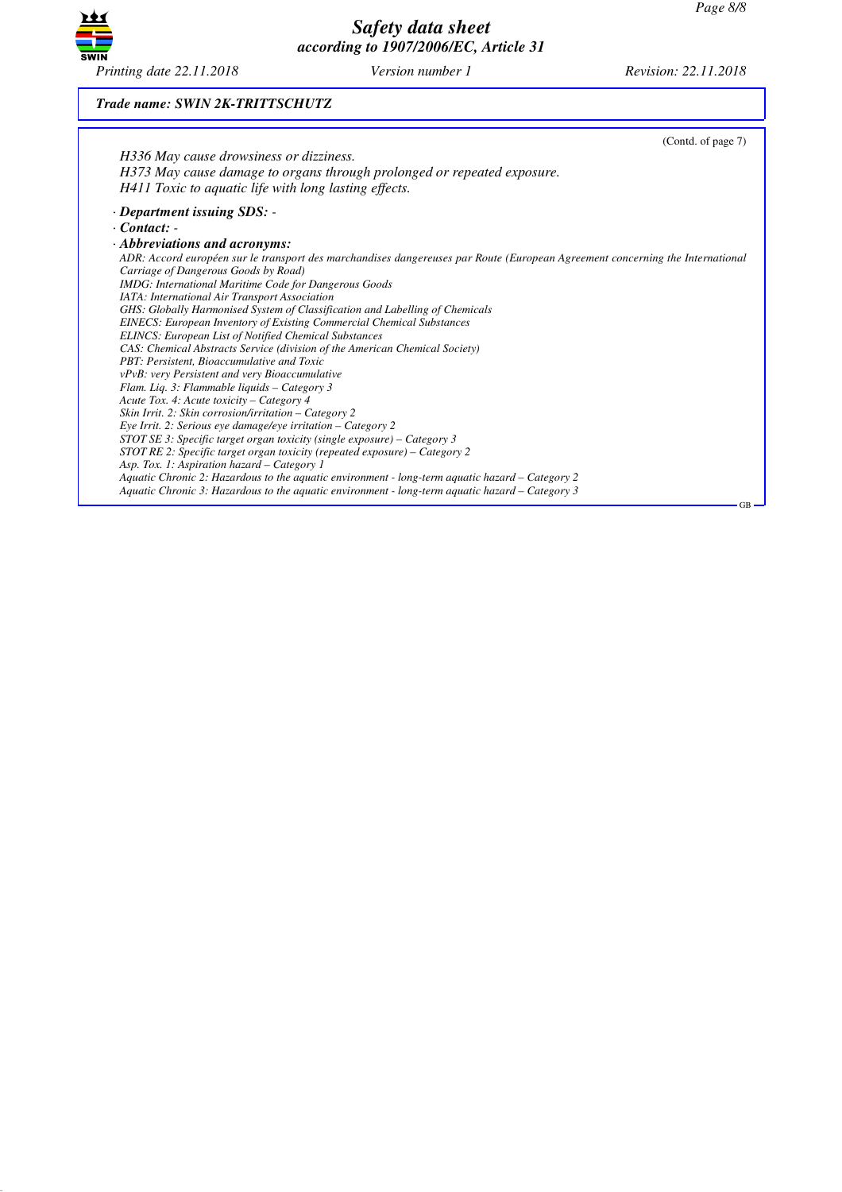(Contd. of page 7)

*H336 May cause drowsiness or dizziness.*
*H373 May cause damage to organs through prolonged or repeated exposure.*
*H411 Toxic to aquatic life with long lasting effects.*

· ***Department issuing SDS:*** -

· ***Contact:*** -

· ***Abbreviations and acronyms:***

*ADR: Accord européen sur le transport des marchandises dangereuses par Route (European Agreement concerning the International Carriage of Dangerous Goods by Road)*
*IMDG: International Maritime Code for Dangerous Goods*
*IATA: International Air Transport Association*
*GHS: Globally Harmonised System of Classification and Labelling of Chemicals*
*EINECS: European Inventory of Existing Commercial Chemical Substances*
*ELINCS: European List of Notified Chemical Substances*
*CAS: Chemical Abstracts Service (division of the American Chemical Society)*
*PBT: Persistent, Bioaccumulative and Toxic*
*vPvB: very Persistent and very Bioaccumulative*
*Flam. Liq. 3: Flammable liquids – Category 3*
*Acute Tox. 4: Acute toxicity – Category 4*
*Skin Irrit. 2: Skin corrosion/irritation – Category 2*
*Eye Irrit. 2: Serious eye damage/eye irritation – Category 2*
*STOT SE 3: Specific target organ toxicity (single exposure) – Category 3*
*STOT RE 2: Specific target organ toxicity (repeated exposure) – Category 2*
*Asp. Tox. 1: Aspiration hazard – Category 1*
*Aquatic Chronic 2: Hazardous to the aquatic environment - long-term aquatic hazard – Category 2*
*Aquatic Chronic 3: Hazardous to the aquatic environment - long-term aquatic hazard – Category 3*